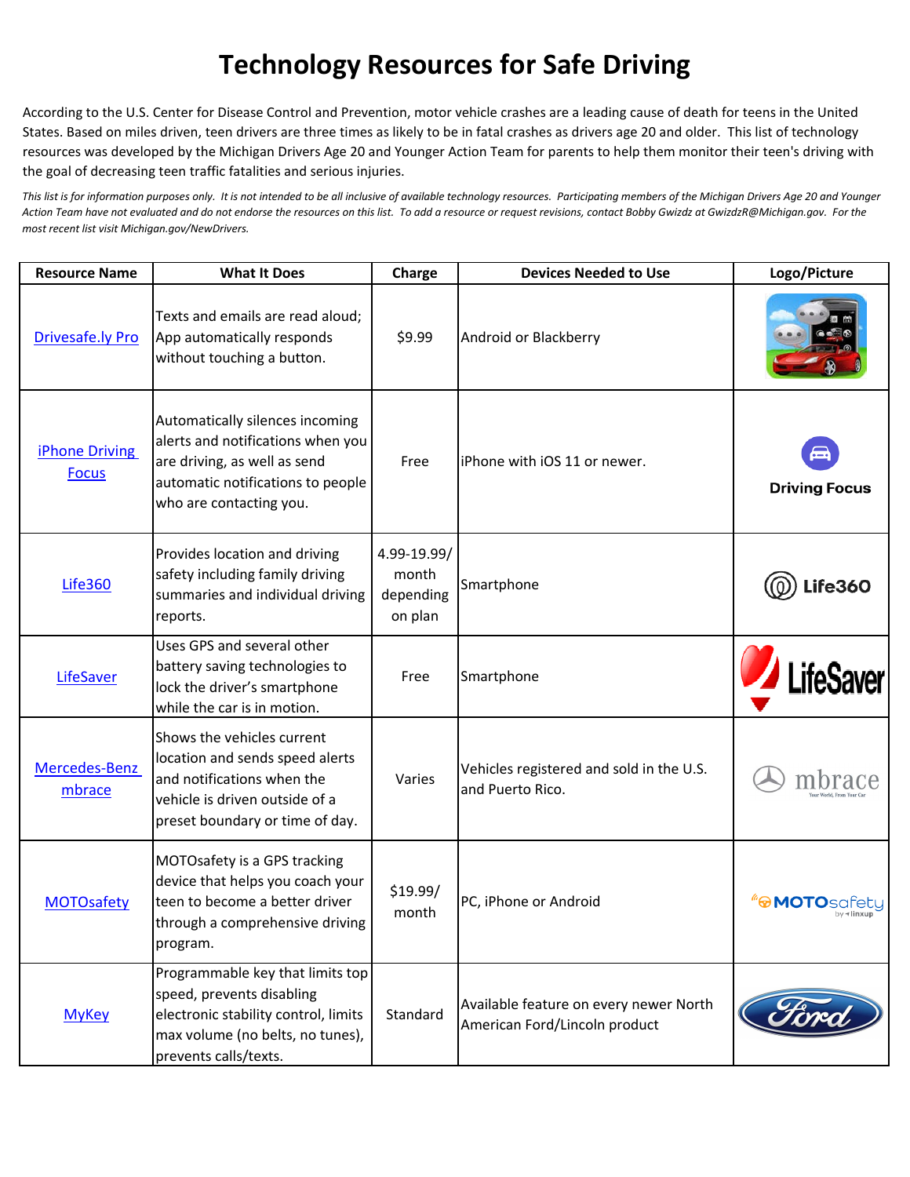# Technology Resources for Safe Driving

According to the U.S. Center for Disease Control and Prevention, motor vehicle crashes are a leading cause of death for teens in the United States. Based on miles driven, teen drivers are three times as likely to be in fatal crashes as drivers age 20 and older. This list of technology resources was developed by the Michigan Drivers Age 20 and Younger Action Team for parents to help them monitor their teen's driving with the goal of decreasing teen traffic fatalities and serious injuries.

*This list is for information purposes only. It is not intended to be all inclusive of available technology resources. Participating members of the Michigan Drivers Age 20 and Younger Action Team have not evaluated and do not endorse the resources on this list. To add a resource or request revisions, contact Bobby Gwizdz at GwizdzR@Michigan.gov. For the most recent list visit Michigan.gov/NewDrivers.*

| Resource Name | What It Does | Charge | Devices Needed to Use | Logo/Picture |
|---|---|---|---|---|
| Drivesafe.ly Pro | Texts and emails are read aloud; App automatically responds without touching a button. | $9.99 | Android or Blackberry | |
| iPhone Driving Focus | Automatically silences incoming alerts and notifications when you are driving, as well as send automatic notifications to people who are contacting you. | Free | iPhone with iOS 11 or newer. | Driving Focus |
| Life360 | Provides location and driving safety including family driving summaries and individual driving reports. | 4.99-19.99/ month depending on plan | Smartphone | Life360 |
| LifeSaver | Uses GPS and several other battery saving technologies to lock the driver's smartphone while the car is in motion. | Free | Smartphone | LifeSaver |
| Mercedes-Benz mbrace | Shows the vehicles current location and sends speed alerts and notifications when the vehicle is driven outside of a preset boundary or time of day. | Varies | Vehicles registered and sold in the U.S. and Puerto Rico. | mbrace |
| MOTOsafety | MOTOsafety is a GPS tracking device that helps you coach your teen to become a better driver through a comprehensive driving program. | $19.99/ month | PC, iPhone or Android | MOTOsafety |
| MyKey | Programmable key that limits top speed, prevents disabling electronic stability control, limits max volume (no belts, no tunes), prevents calls/texts. | Standard | Available feature on every newer North American Ford/Lincoln product | Ford |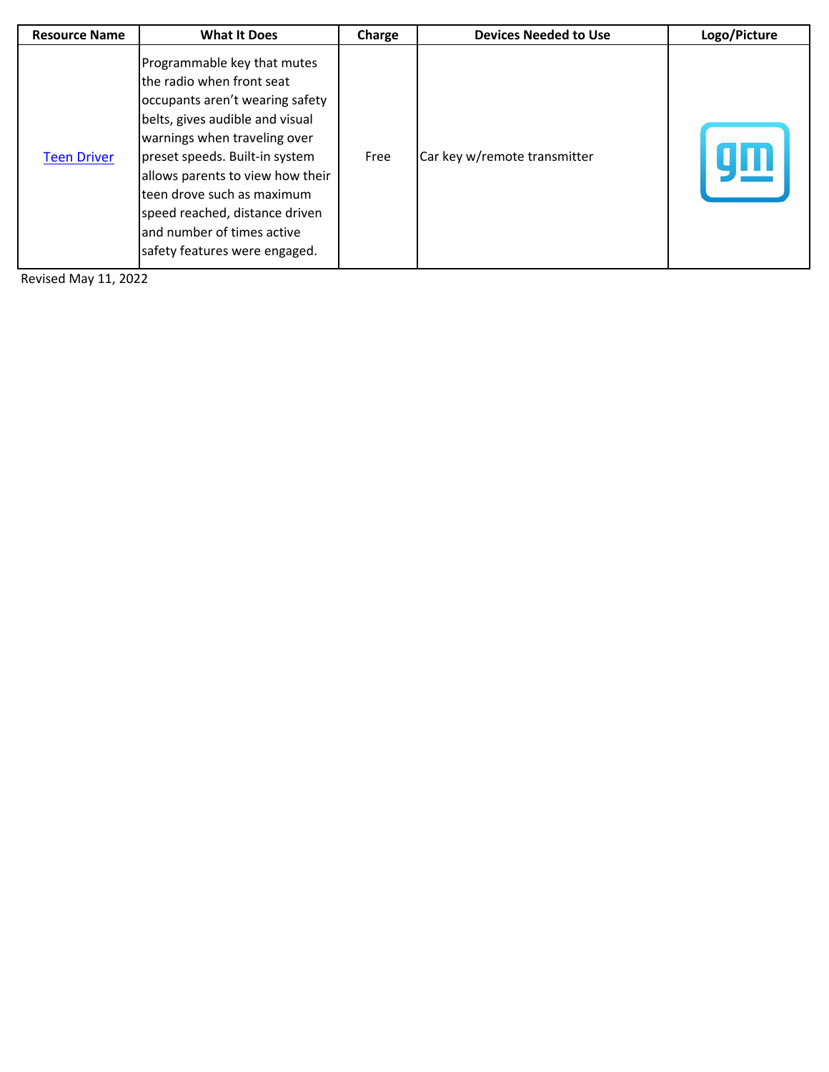| Resource Name | What It Does | Charge | Devices Needed to Use | Logo/Picture |
|---|---|---|---|---|
| Teen Driver | Programmable key that mutes the radio when front seat occupants aren't wearing safety belts, gives audible and visual warnings when traveling over preset speeds. Built-in system allows parents to view how their teen drove such as maximum speed reached, distance driven and number of times active safety features were engaged. | Free | Car key w/remote transmitter | |

Revised May 11, 2022